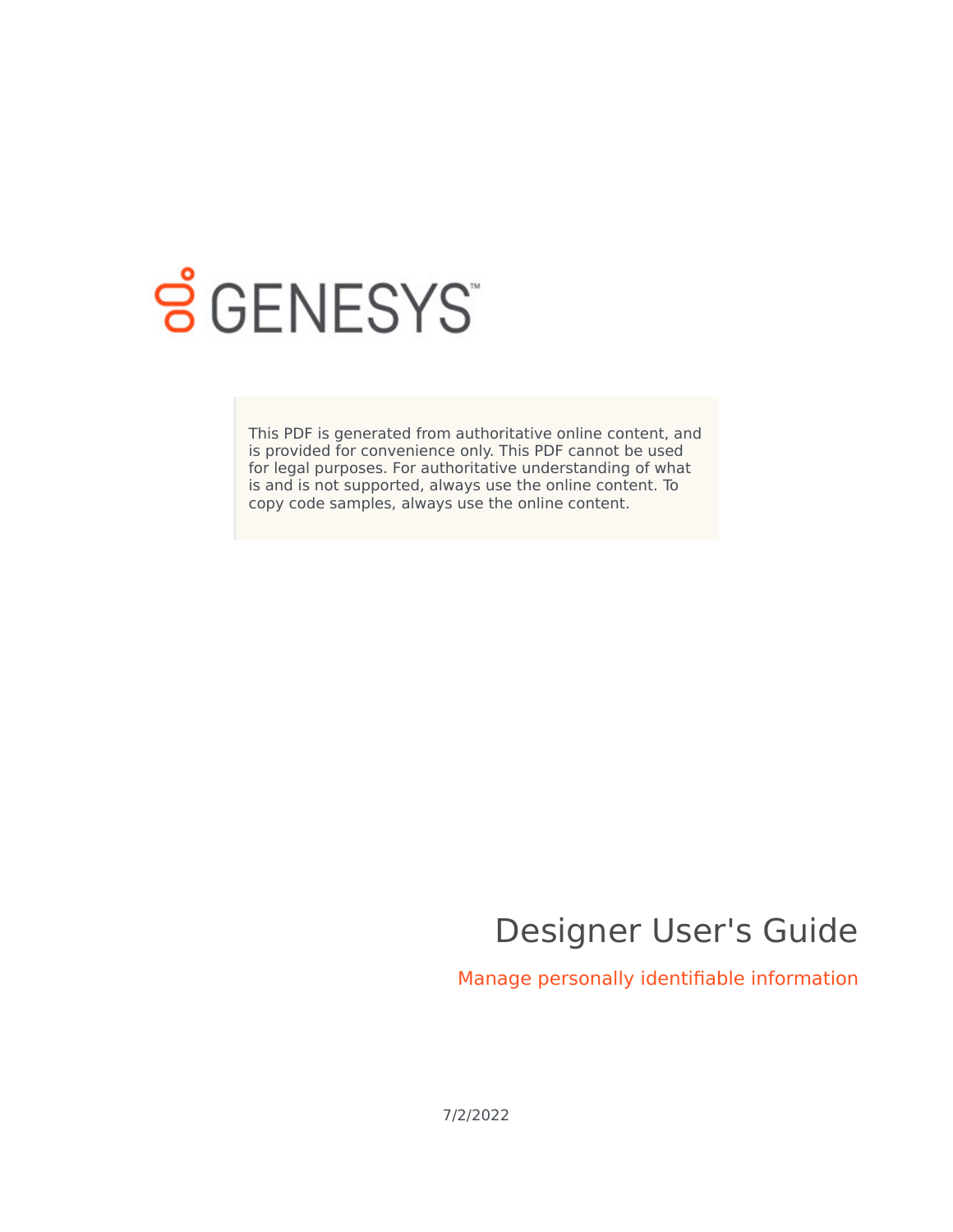GENESYS

This PDF is generated from authoritative online content, and is provided for convenience only. This PDF cannot be used for legal purposes. For authoritative understanding of what is and is not supported, always use the online content. To copy code samples, always use the online content.

# Designer User's Guide

## Manage personally identifiable information

7/2/2022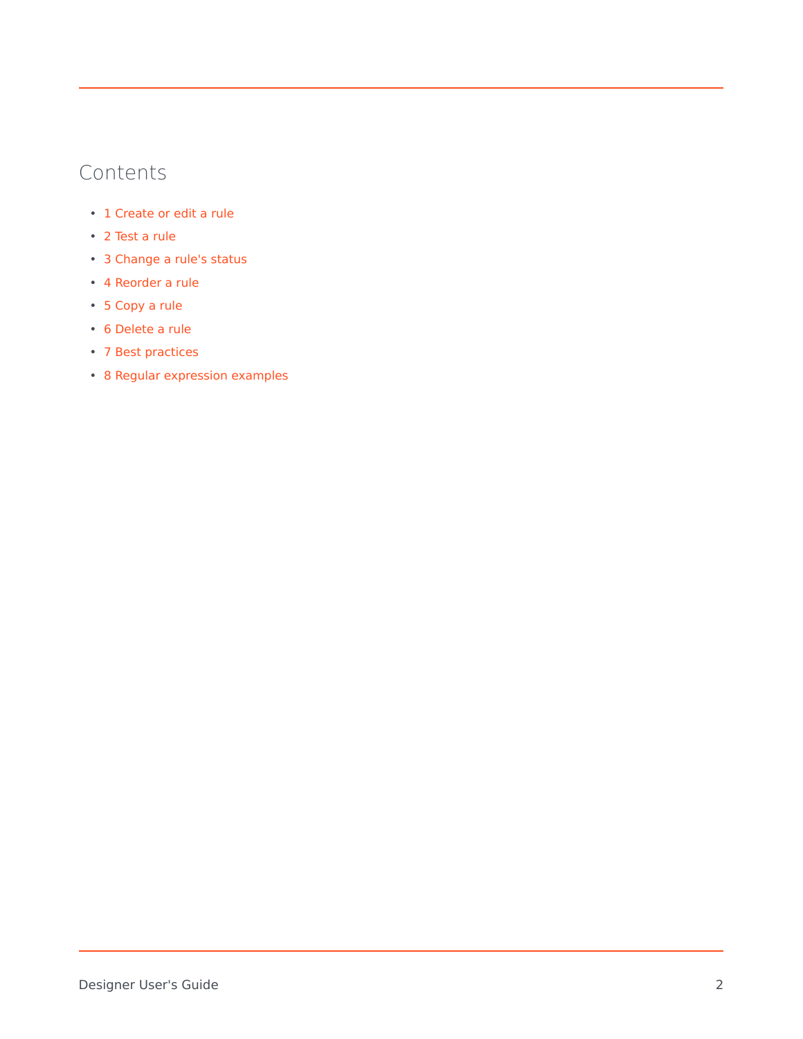# Contents

- 1 Create or edit a rule
- 2 Test a rule
- 3 Change a rule's status
- 4 Reorder a rule
- 5 Copy a rule
- 6 Delete a rule
- 7 Best practices
- 8 Regular expression examples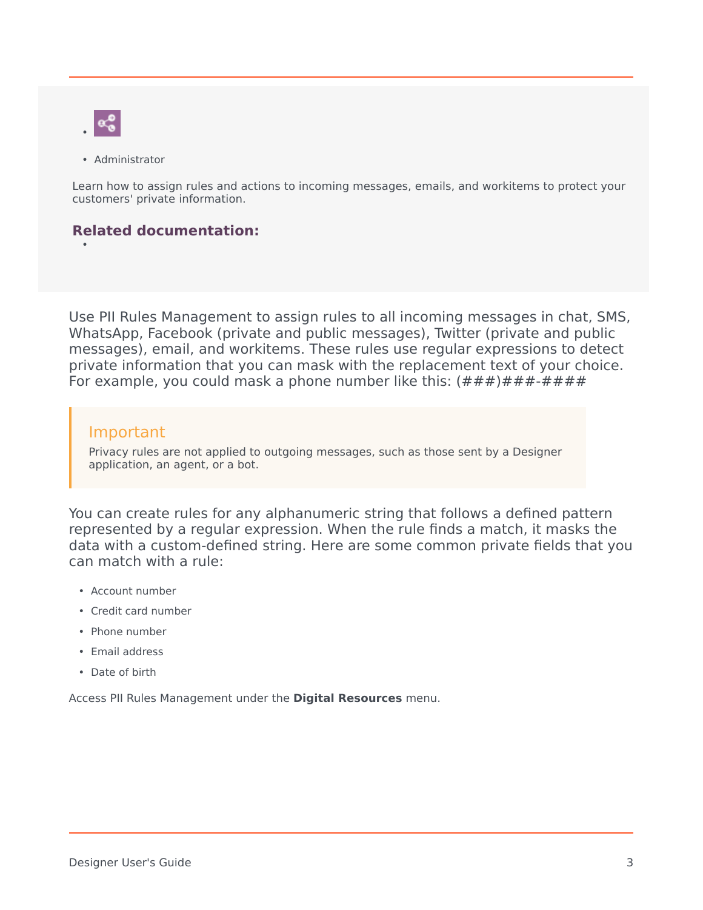- 
- Administrator

Learn how to assign rules and actions to incoming messages, emails, and workitems to protect your customers' private information.

**Related documentation:**

- 

Use PII Rules Management to assign rules to all incoming messages in chat, SMS, WhatsApp, Facebook (private and public messages), Twitter (private and public messages), email, and workitems. These rules use regular expressions to detect private information that you can mask with the replacement text of your choice. For example, you could mask a phone number like this: (###)###-####

> **Important**
>
> Privacy rules are not applied to outgoing messages, such as those sent by a Designer application, an agent, or a bot.

You can create rules for any alphanumeric string that follows a defined pattern represented by a regular expression. When the rule finds a match, it masks the data with a custom-defined string. Here are some common private fields that you can match with a rule:

- Account number
- Credit card number
- Phone number
- Email address
- Date of birth

Access PII Rules Management under the **Digital Resources** menu.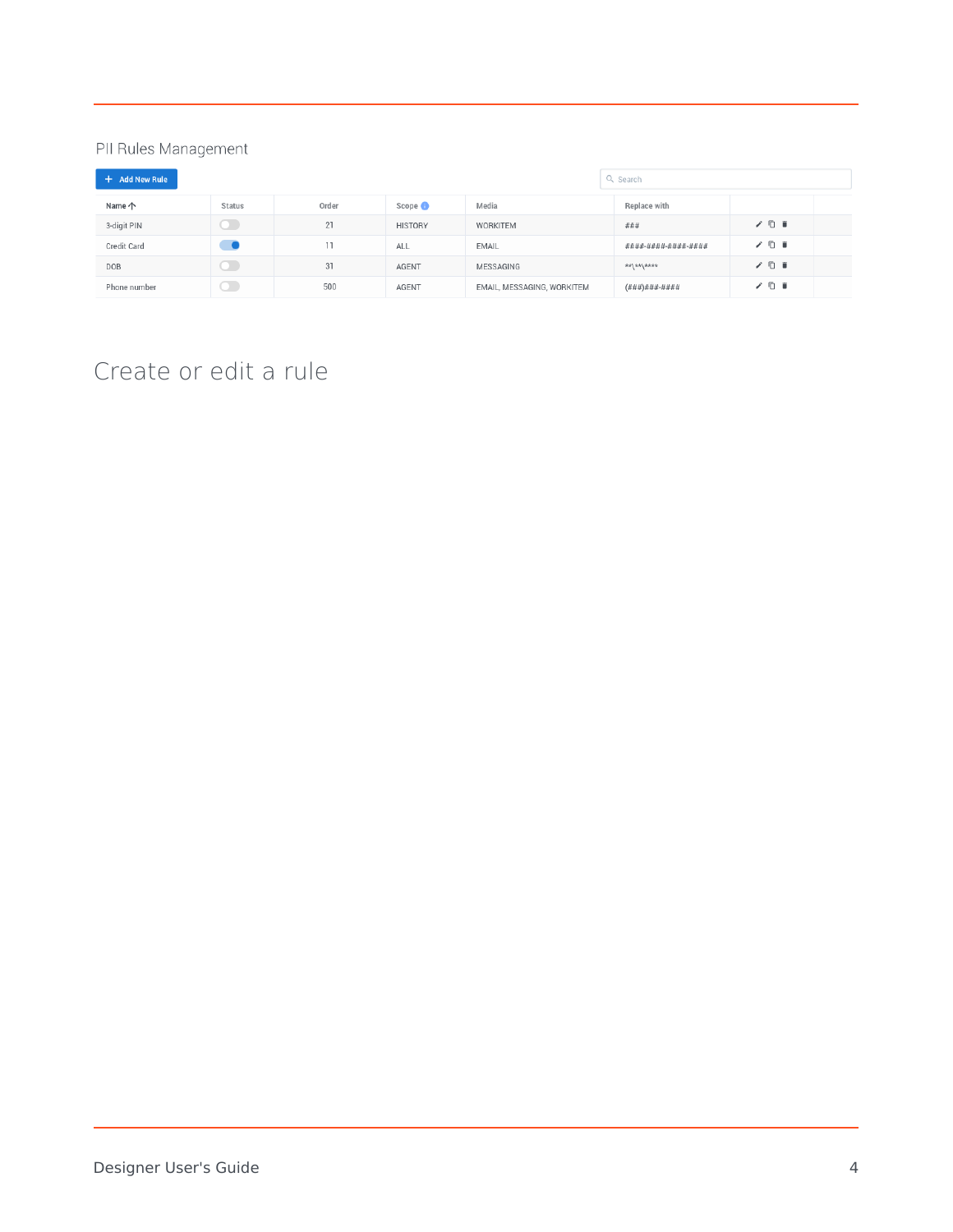PII Rules Management

+ Add New Rule

Search

| Name ↑ | Status | Order | Scope | Media | Replace with | |
|---|---|---|---|---|---|---|
| 3-digit PIN | | 21 | HISTORY | WORKITEM | ### | |
| Credit Card | | 11 | ALL | EMAIL | ####-####-####-#### | |
| DOB | | 31 | AGENT | MESSAGING | **\/**\/**** | |
| Phone number | | 500 | AGENT | EMAIL, MESSAGING, WORKITEM | (###)###-#### | |

# Create or edit a rule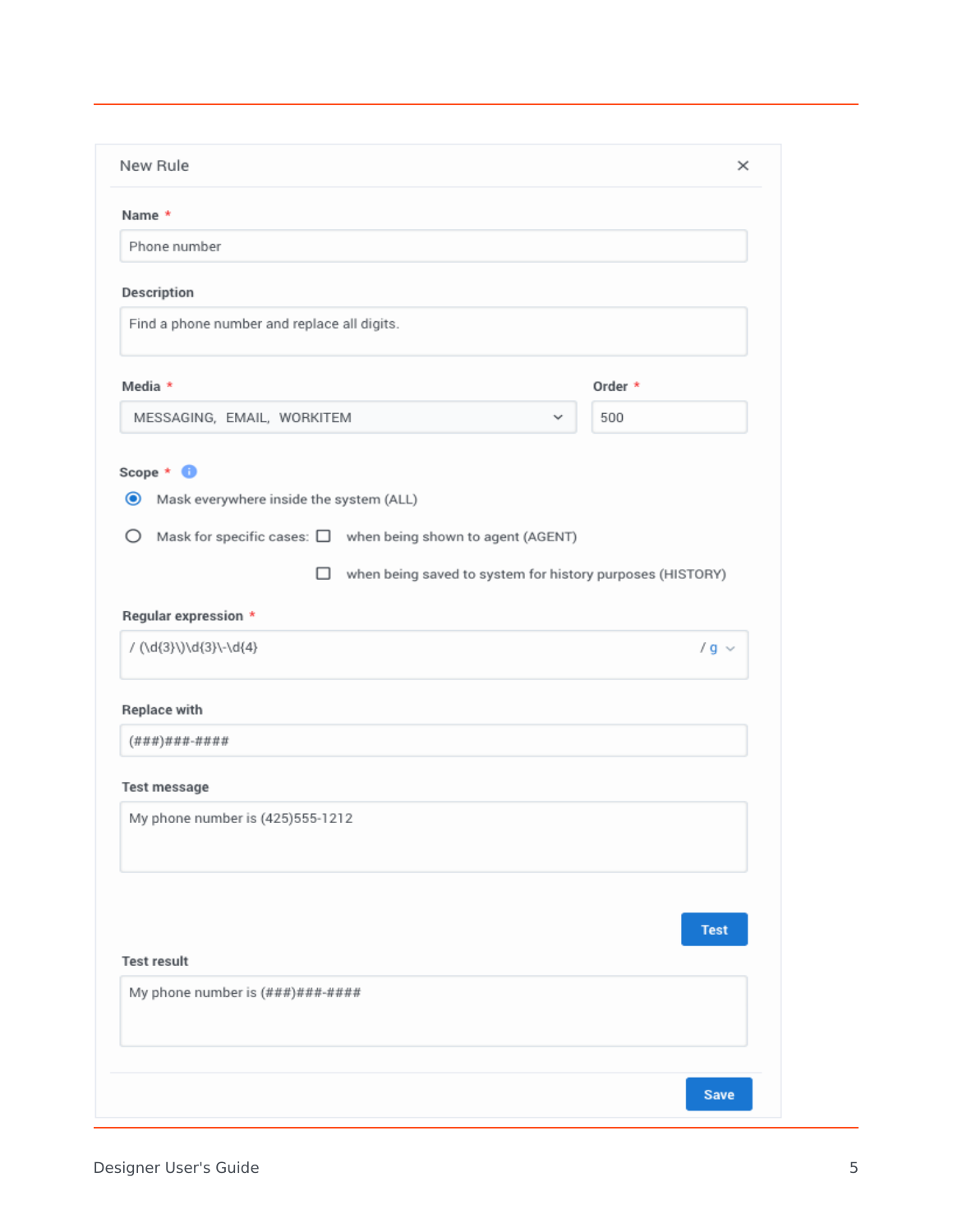New Rule

**Name** *

Phone number

**Description**

Find a phone number and replace all digits.

**Media** *

MESSAGING, EMAIL, WORKITEM

**Order** *

500

**Scope** *

- (•) Mask everywhere inside the system (ALL)
- ( ) Mask for specific cases: [ ] when being shown to agent (AGENT)
  - [ ] when being saved to system for history purposes (HISTORY)

**Regular expression** *

```
/ (\d{3}\)\d{3}\-\d{4} / g
```

**Replace with**

```
(###)###-####
```

**Test message**

My phone number is (425)555-1212

Test

**Test result**

My phone number is (###)###-####

Save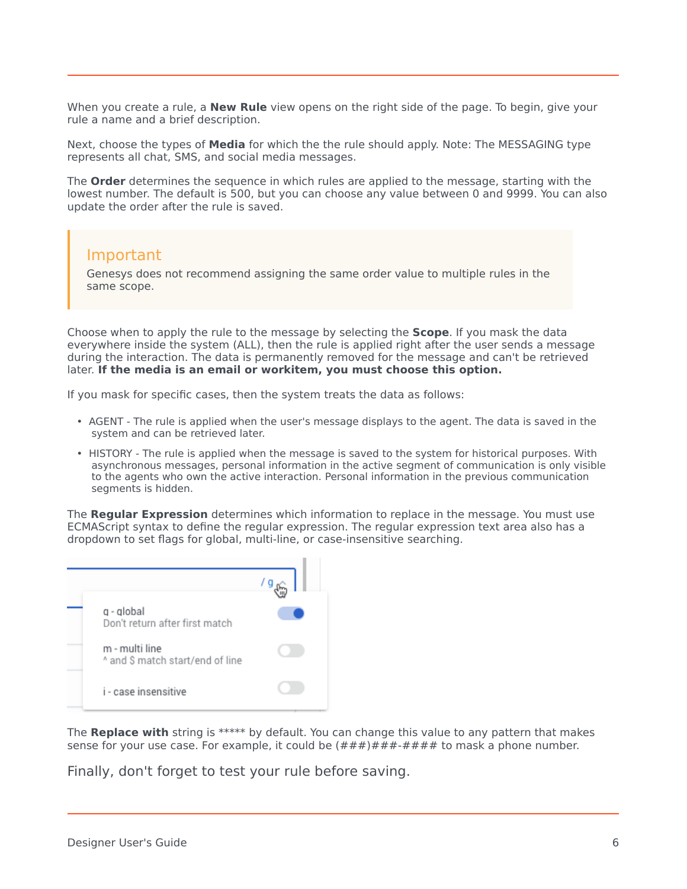When you create a rule, a **New Rule** view opens on the right side of the page. To begin, give your rule a name and a brief description.

Next, choose the types of **Media** for which the the rule should apply. Note: The MESSAGING type represents all chat, SMS, and social media messages.

The **Order** determines the sequence in which rules are applied to the message, starting with the lowest number. The default is 500, but you can choose any value between 0 and 9999. You can also update the order after the rule is saved.

> **Important**
>
> Genesys does not recommend assigning the same order value to multiple rules in the same scope.

Choose when to apply the rule to the message by selecting the **Scope**. If you mask the data everywhere inside the system (ALL), then the rule is applied right after the user sends a message during the interaction. The data is permanently removed for the message and can't be retrieved later. **If the media is an email or workitem, you must choose this option.**

If you mask for specific cases, then the system treats the data as follows:

- AGENT - The rule is applied when the user's message displays to the agent. The data is saved in the system and can be retrieved later.
- HISTORY - The rule is applied when the message is saved to the system for historical purposes. With asynchronous messages, personal information in the active segment of communication is only visible to the agents who own the active interaction. Personal information in the previous communication segments is hidden.

The **Regular Expression** determines which information to replace in the message. You must use ECMAScript syntax to define the regular expression. The regular expression text area also has a dropdown to set flags for global, multi-line, or case-insensitive searching.

The **Replace with** string is ***** by default. You can change this value to any pattern that makes sense for your use case. For example, it could be (###)###-#### to mask a phone number.

Finally, don't forget to test your rule before saving.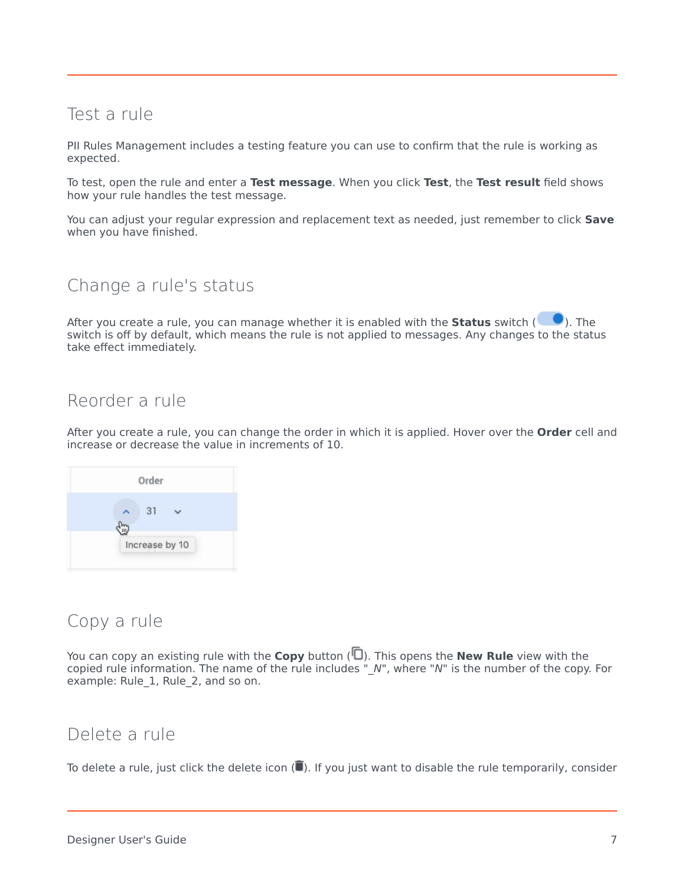## Test a rule

PII Rules Management includes a testing feature you can use to confirm that the rule is working as expected.

To test, open the rule and enter a **Test message**. When you click **Test**, the **Test result** field shows how your rule handles the test message.

You can adjust your regular expression and replacement text as needed, just remember to click **Save** when you have finished.

## Change a rule's status

After you create a rule, you can manage whether it is enabled with the **Status** switch ( ). The switch is off by default, which means the rule is not applied to messages. Any changes to the status take effect immediately.

## Reorder a rule

After you create a rule, you can change the order in which it is applied. Hover over the **Order** cell and increase or decrease the value in increments of 10.

## Copy a rule

You can copy an existing rule with the **Copy** button ( ). This opens the **New Rule** view with the copied rule information. The name of the rule includes "_*N*", where "*N*" is the number of the copy. For example: Rule_1, Rule_2, and so on.

## Delete a rule

To delete a rule, just click the delete icon ( ). If you just want to disable the rule temporarily, consider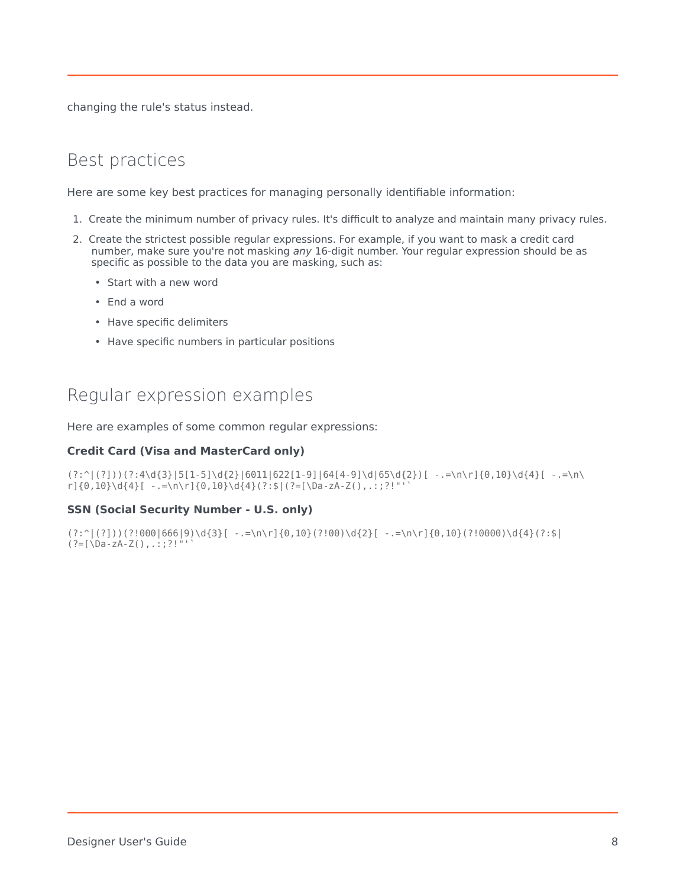changing the rule's status instead.

## Best practices

Here are some key best practices for managing personally identifiable information:

1. Create the minimum number of privacy rules. It's difficult to analyze and maintain many privacy rules.
2. Create the strictest possible regular expressions. For example, if you want to mask a credit card number, make sure you're not masking *any* 16-digit number. Your regular expression should be as specific as possible to the data you are masking, such as:
   - Start with a new word
   - End a word
   - Have specific delimiters
   - Have specific numbers in particular positions

## Regular expression examples

Here are examples of some common regular expressions:

**Credit Card (Visa and MasterCard only)**

```
(?:^|(?]))(?:4\d{3}|5[1-5]\d{2}|6011|622[1-9]|64[4-9]\d|65\d{2})[ -.=\n\r]{0,10}\d{4}[ -.=\n\r]{0,10}\d{4}[ -.=\n\r]{0,10}\d{4}(?:$|(?=[\Da-zA-Z(),.:;?!"'`
```

**SSN (Social Security Number - U.S. only)**

```
(?:^|(?]))(?!000|666|9)\d{3}[ -.=\n\r]{0,10}(?!00)\d{2}[ -.=\n\r]{0,10}(?!0000)\d{4}(?:$|(?=[\Da-zA-Z(),.:;?!"'`
```